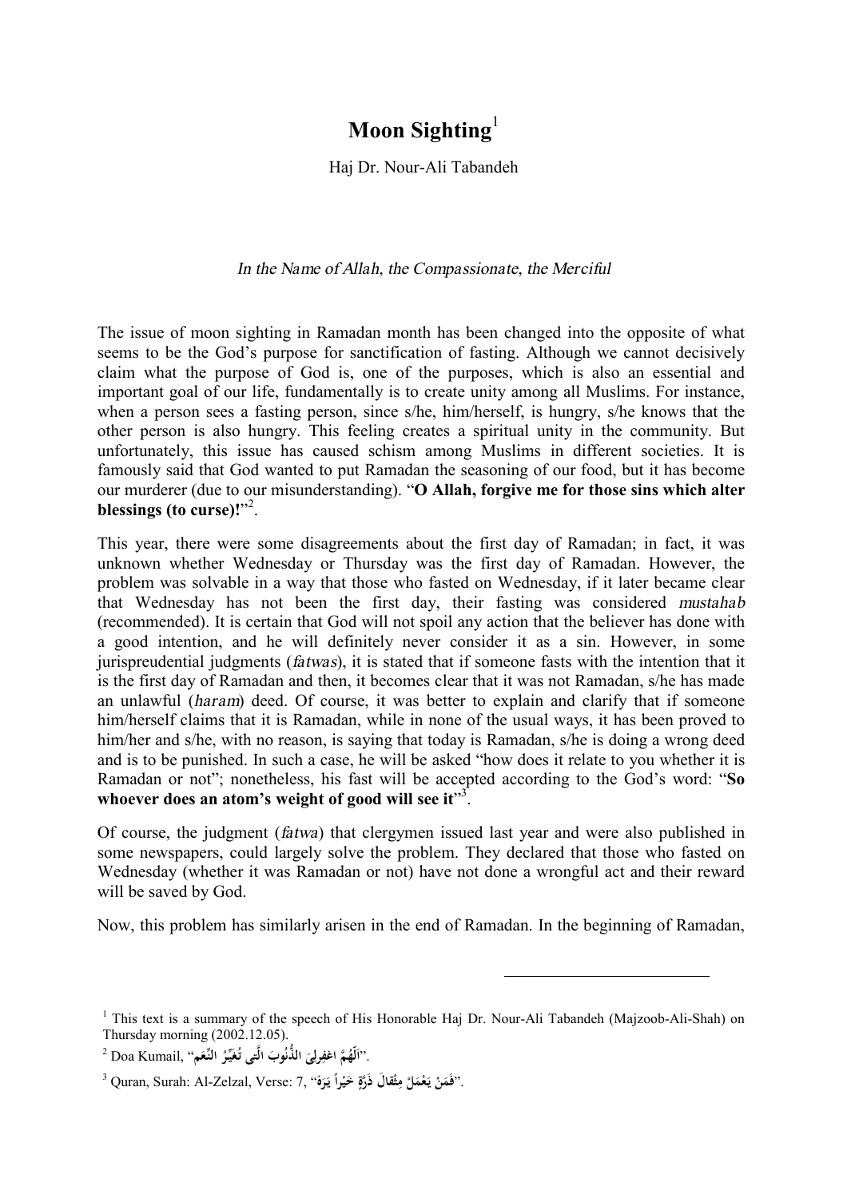# Moon Sighting[1]

Haj Dr. Nour-Ali Tabandeh

*In the Name of Allah, the Compassionate, the Merciful*

The issue of moon sighting in Ramadan month has been changed into the opposite of what seems to be the God's purpose for sanctification of fasting. Although we cannot decisively claim what the purpose of God is, one of the purposes, which is also an essential and important goal of our life, fundamentally is to create unity among all Muslims. For instance, when a person sees a fasting person, since s/he, him/herself, is hungry, s/he knows that the other person is also hungry. This feeling creates a spiritual unity in the community. But unfortunately, this issue has caused schism among Muslims in different societies. It is famously said that God wanted to put Ramadan the seasoning of our food, but it has become our murderer (due to our misunderstanding). "**O Allah, forgive me for those sins which alter blessings (to curse)!**"[2].

This year, there were some disagreements about the first day of Ramadan; in fact, it was unknown whether Wednesday or Thursday was the first day of Ramadan. However, the problem was solvable in a way that those who fasted on Wednesday, if it later became clear that Wednesday has not been the first day, their fasting was considered *mustahab* (recommended). It is certain that God will not spoil any action that the believer has done with a good intention, and he will definitely never consider it as a sin. However, in some jurispreudential judgments (*fatwas*), it is stated that if someone fasts with the intention that it is the first day of Ramadan and then, it becomes clear that it was not Ramadan, s/he has made an unlawful (*haram*) deed. Of course, it was better to explain and clarify that if someone him/herself claims that it is Ramadan, while in none of the usual ways, it has been proved to him/her and s/he, with no reason, is saying that today is Ramadan, s/he is doing a wrong deed and is to be punished. In such a case, he will be asked "how does it relate to you whether it is Ramadan or not"; nonetheless, his fast will be accepted according to the God's word: "**So whoever does an atom's weight of good will see it**"[3].

Of course, the judgment (*fatwa*) that clergymen issued last year and were also published in some newspapers, could largely solve the problem. They declared that those who fasted on Wednesday (whether it was Ramadan or not) have not done a wrongful act and their reward will be saved by God.

Now, this problem has similarly arisen in the end of Ramadan. In the beginning of Ramadan,

---

[1] This text is a summary of the speech of His Honorable Haj Dr. Nour-Ali Tabandeh (Majzoob-Ali-Shah) on Thursday morning (2002.12.05).

[2] Doa Kumail, "اَللّهُمَّ اغفِرلِیَ الذُّنُوبَ الَّتی تُغَیِّرُ النِّعَم".

[3] Quran, Surah: Al-Zelzal, Verse: 7, "فَمَنْ يَعْمَلْ مِثْقالَ ذَرَّةٍ خَيْراً يَرَهُ".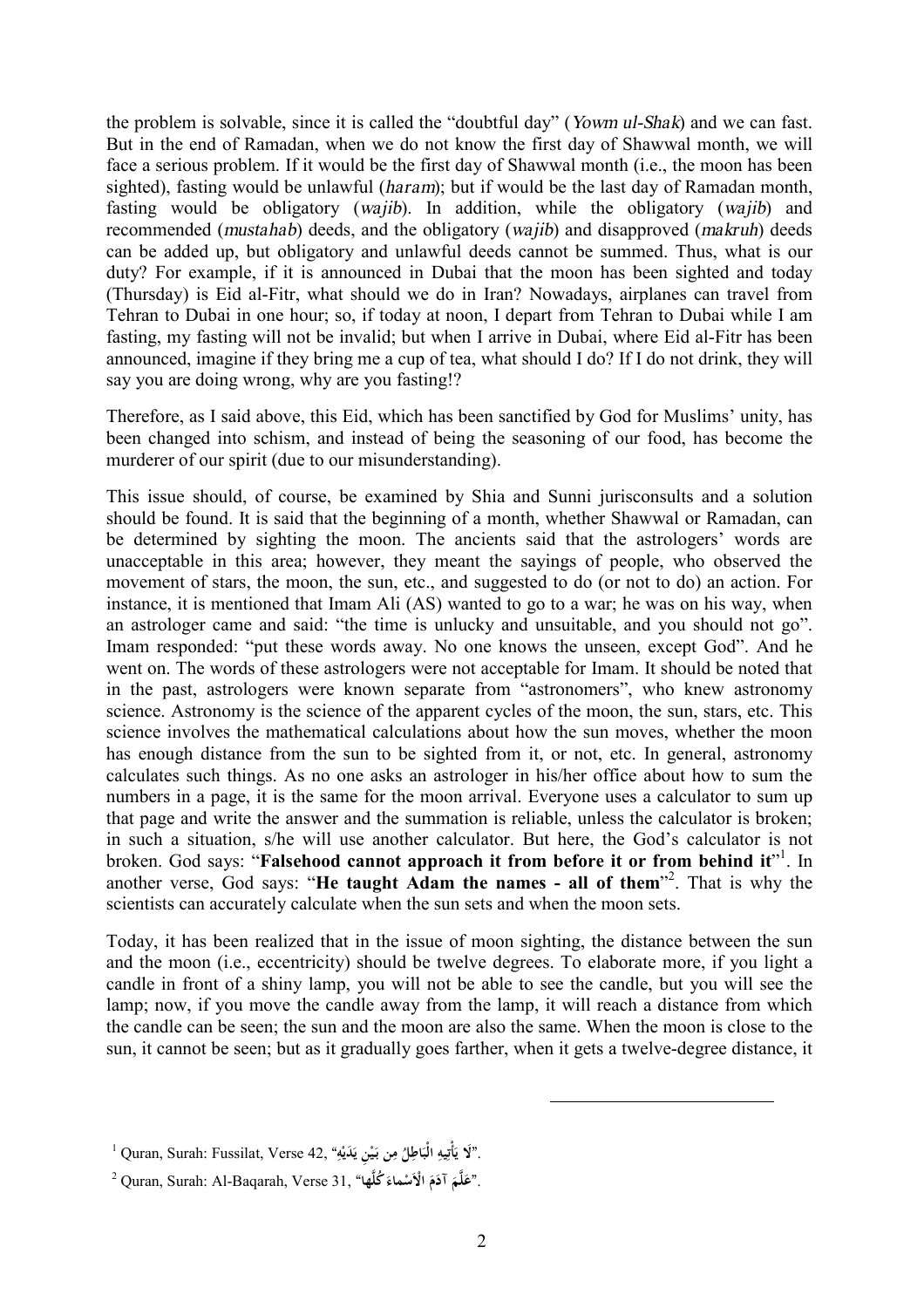the problem is solvable, since it is called the "doubtful day" (*Yowm ul-Shak*) and we can fast. But in the end of Ramadan, when we do not know the first day of Shawwal month, we will face a serious problem. If it would be the first day of Shawwal month (i.e., the moon has been sighted), fasting would be unlawful (*haram*); but if would be the last day of Ramadan month, fasting would be obligatory (*wajib*). In addition, while the obligatory (*wajib*) and recommended (*mustahab*) deeds, and the obligatory (*wajib*) and disapproved (*makruh*) deeds can be added up, but obligatory and unlawful deeds cannot be summed. Thus, what is our duty? For example, if it is announced in Dubai that the moon has been sighted and today (Thursday) is Eid al-Fitr, what should we do in Iran? Nowadays, airplanes can travel from Tehran to Dubai in one hour; so, if today at noon, I depart from Tehran to Dubai while I am fasting, my fasting will not be invalid; but when I arrive in Dubai, where Eid al-Fitr has been announced, imagine if they bring me a cup of tea, what should I do? If I do not drink, they will say you are doing wrong, why are you fasting!?

Therefore, as I said above, this Eid, which has been sanctified by God for Muslims' unity, has been changed into schism, and instead of being the seasoning of our food, has become the murderer of our spirit (due to our misunderstanding).

This issue should, of course, be examined by Shia and Sunni jurisconsults and a solution should be found. It is said that the beginning of a month, whether Shawwal or Ramadan, can be determined by sighting the moon. The ancients said that the astrologers' words are unacceptable in this area; however, they meant the sayings of people, who observed the movement of stars, the moon, the sun, etc., and suggested to do (or not to do) an action. For instance, it is mentioned that Imam Ali (AS) wanted to go to a war; he was on his way, when an astrologer came and said: "the time is unlucky and unsuitable, and you should not go". Imam responded: "put these words away. No one knows the unseen, except God". And he went on. The words of these astrologers were not acceptable for Imam. It should be noted that in the past, astrologers were known separate from "astronomers", who knew astronomy science. Astronomy is the science of the apparent cycles of the moon, the sun, stars, etc. This science involves the mathematical calculations about how the sun moves, whether the moon has enough distance from the sun to be sighted from it, or not, etc. In general, astronomy calculates such things. As no one asks an astrologer in his/her office about how to sum the numbers in a page, it is the same for the moon arrival. Everyone uses a calculator to sum up that page and write the answer and the summation is reliable, unless the calculator is broken; in such a situation, s/he will use another calculator. But here, the God's calculator is not broken. God says: "**Falsehood cannot approach it from before it or from behind it**"[1]. In another verse, God says: "**He taught Adam the names - all of them**"[2]. That is why the scientists can accurately calculate when the sun sets and when the moon sets.

Today, it has been realized that in the issue of moon sighting, the distance between the sun and the moon (i.e., eccentricity) should be twelve degrees. To elaborate more, if you light a candle in front of a shiny lamp, you will not be able to see the candle, but you will see the lamp; now, if you move the candle away from the lamp, it will reach a distance from which the candle can be seen; the sun and the moon are also the same. When the moon is close to the sun, it cannot be seen; but as it gradually goes farther, when it gets a twelve-degree distance, it

---

[1] Quran, Surah: Fussilat, Verse 42, "لَا يَأْتِيهِ الْبَاطِلُ مِن بَيْنِ يَدَيْهِ".

[2] Quran, Surah: Al-Baqarah, Verse 31, "عَلَّمَ آدَمَ الْأَسْماءَ كُلَّها".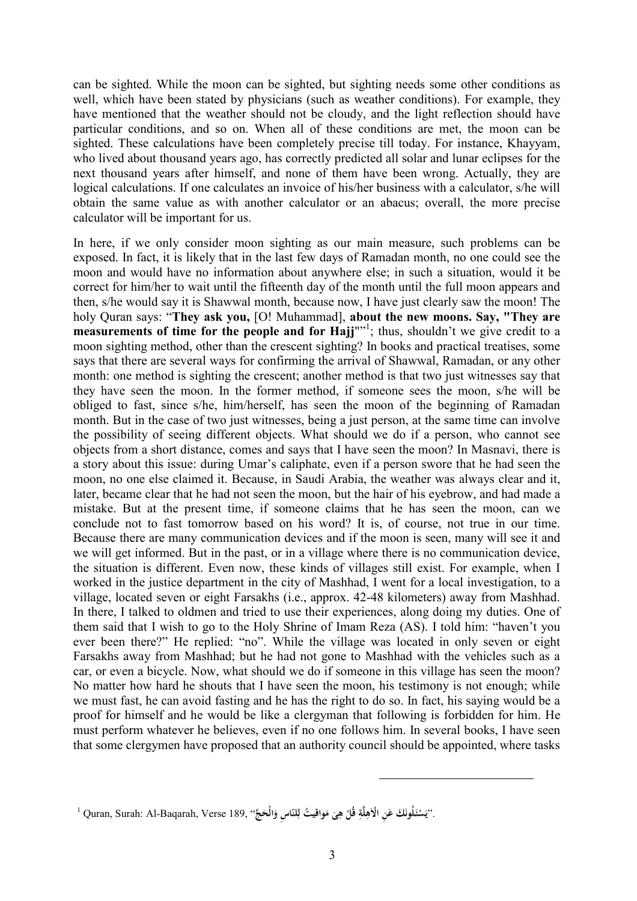can be sighted. While the moon can be sighted, but sighting needs some other conditions as well, which have been stated by physicians (such as weather conditions). For example, they have mentioned that the weather should not be cloudy, and the light reflection should have particular conditions, and so on. When all of these conditions are met, the moon can be sighted. These calculations have been completely precise till today. For instance, Khayyam, who lived about thousand years ago, has correctly predicted all solar and lunar eclipses for the next thousand years after himself, and none of them have been wrong. Actually, they are logical calculations. If one calculates an invoice of his/her business with a calculator, s/he will obtain the same value as with another calculator or an abacus; overall, the more precise calculator will be important for us.

In here, if we only consider moon sighting as our main measure, such problems can be exposed. In fact, it is likely that in the last few days of Ramadan month, no one could see the moon and would have no information about anywhere else; in such a situation, would it be correct for him/her to wait until the fifteenth day of the month until the full moon appears and then, s/he would say it is Shawwal month, because now, I have just clearly saw the moon! The holy Quran says: "**They ask you,** [O! Muhammad], **about the new moons. Say, "They are measurements of time for the people and for Hajj**""[1]; thus, shouldn't we give credit to a moon sighting method, other than the crescent sighting? In books and practical treatises, some says that there are several ways for confirming the arrival of Shawwal, Ramadan, or any other month: one method is sighting the crescent; another method is that two just witnesses say that they have seen the moon. In the former method, if someone sees the moon, s/he will be obliged to fast, since s/he, him/herself, has seen the moon of the beginning of Ramadan month. But in the case of two just witnesses, being a just person, at the same time can involve the possibility of seeing different objects. What should we do if a person, who cannot see objects from a short distance, comes and says that I have seen the moon? In Masnavi, there is a story about this issue: during Umar's caliphate, even if a person swore that he had seen the moon, no one else claimed it. Because, in Saudi Arabia, the weather was always clear and it, later, became clear that he had not seen the moon, but the hair of his eyebrow, and had made a mistake. But at the present time, if someone claims that he has seen the moon, can we conclude not to fast tomorrow based on his word? It is, of course, not true in our time. Because there are many communication devices and if the moon is seen, many will see it and we will get informed. But in the past, or in a village where there is no communication device, the situation is different. Even now, these kinds of villages still exist. For example, when I worked in the justice department in the city of Mashhad, I went for a local investigation, to a village, located seven or eight Farsakhs (i.e., approx. 42-48 kilometers) away from Mashhad. In there, I talked to oldmen and tried to use their experiences, along doing my duties. One of them said that I wish to go to the Holy Shrine of Imam Reza (AS). I told him: "haven't you ever been there?" He replied: "no". While the village was located in only seven or eight Farsakhs away from Mashhad; but he had not gone to Mashhad with the vehicles such as a car, or even a bicycle. Now, what should we do if someone in this village has seen the moon? No matter how hard he shouts that I have seen the moon, his testimony is not enough; while we must fast, he can avoid fasting and he has the right to do so. In fact, his saying would be a proof for himself and he would be like a clergyman that following is forbidden for him. He must perform whatever he believes, even if no one follows him. In several books, I have seen that some clergymen have proposed that an authority council should be appointed, where tasks

---

[1] Quran, Surah: Al-Baqarah, Verse 189, "يَسْئَلُونَكَ عَنِ الْاَهِلَّةِ قُلْ هِيَ مَواقِيتُ لِلنّاسِ وَالْحَجِّ".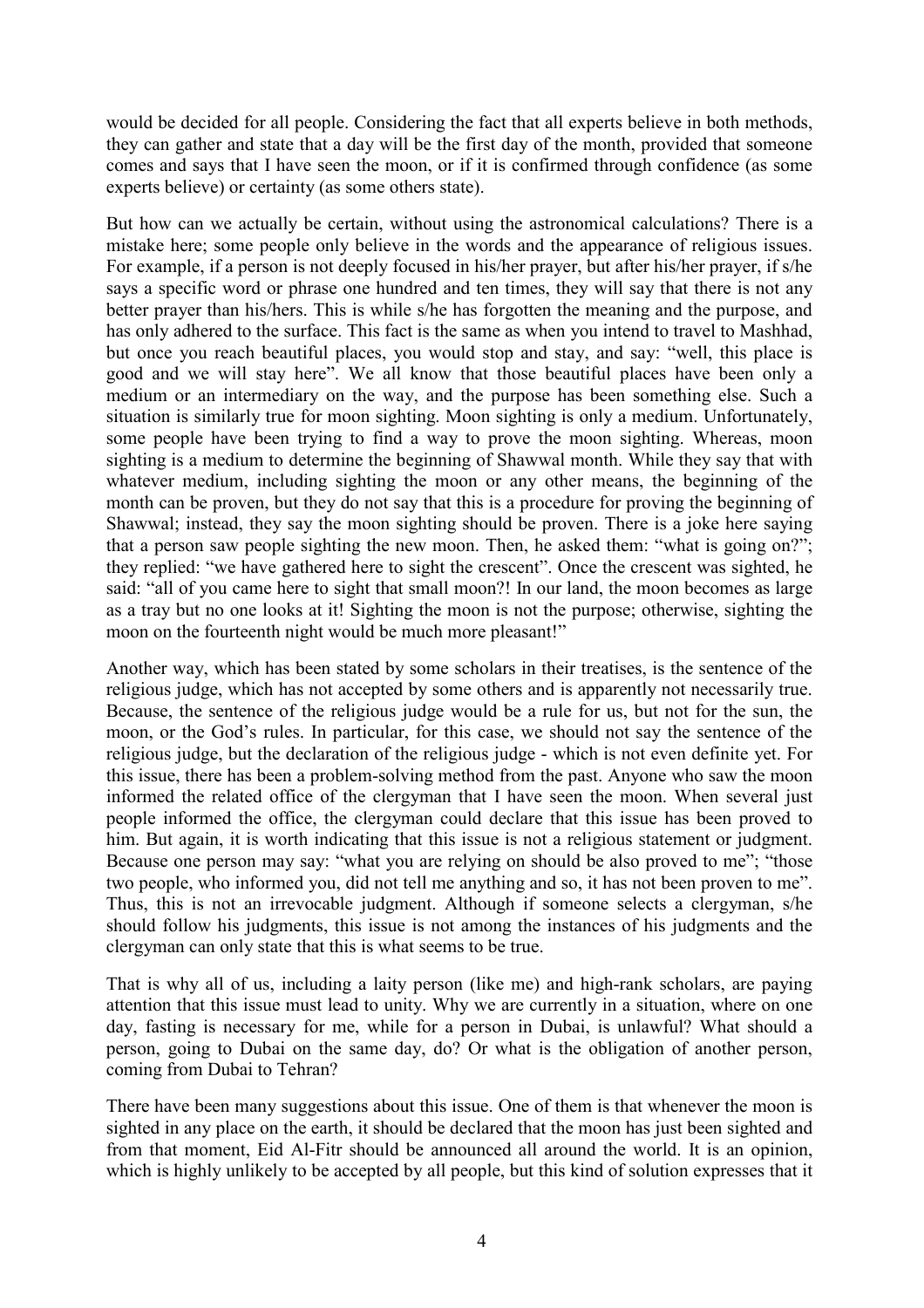would be decided for all people. Considering the fact that all experts believe in both methods, they can gather and state that a day will be the first day of the month, provided that someone comes and says that I have seen the moon, or if it is confirmed through confidence (as some experts believe) or certainty (as some others state).

But how can we actually be certain, without using the astronomical calculations? There is a mistake here; some people only believe in the words and the appearance of religious issues. For example, if a person is not deeply focused in his/her prayer, but after his/her prayer, if s/he says a specific word or phrase one hundred and ten times, they will say that there is not any better prayer than his/hers. This is while s/he has forgotten the meaning and the purpose, and has only adhered to the surface. This fact is the same as when you intend to travel to Mashhad, but once you reach beautiful places, you would stop and stay, and say: "well, this place is good and we will stay here". We all know that those beautiful places have been only a medium or an intermediary on the way, and the purpose has been something else. Such a situation is similarly true for moon sighting. Moon sighting is only a medium. Unfortunately, some people have been trying to find a way to prove the moon sighting. Whereas, moon sighting is a medium to determine the beginning of Shawwal month. While they say that with whatever medium, including sighting the moon or any other means, the beginning of the month can be proven, but they do not say that this is a procedure for proving the beginning of Shawwal; instead, they say the moon sighting should be proven. There is a joke here saying that a person saw people sighting the new moon. Then, he asked them: "what is going on?"; they replied: "we have gathered here to sight the crescent". Once the crescent was sighted, he said: "all of you came here to sight that small moon?! In our land, the moon becomes as large as a tray but no one looks at it! Sighting the moon is not the purpose; otherwise, sighting the moon on the fourteenth night would be much more pleasant!"

Another way, which has been stated by some scholars in their treatises, is the sentence of the religious judge, which has not accepted by some others and is apparently not necessarily true. Because, the sentence of the religious judge would be a rule for us, but not for the sun, the moon, or the God's rules. In particular, for this case, we should not say the sentence of the religious judge, but the declaration of the religious judge - which is not even definite yet. For this issue, there has been a problem-solving method from the past. Anyone who saw the moon informed the related office of the clergyman that I have seen the moon. When several just people informed the office, the clergyman could declare that this issue has been proved to him. But again, it is worth indicating that this issue is not a religious statement or judgment. Because one person may say: "what you are relying on should be also proved to me"; "those two people, who informed you, did not tell me anything and so, it has not been proven to me". Thus, this is not an irrevocable judgment. Although if someone selects a clergyman, s/he should follow his judgments, this issue is not among the instances of his judgments and the clergyman can only state that this is what seems to be true.

That is why all of us, including a laity person (like me) and high-rank scholars, are paying attention that this issue must lead to unity. Why we are currently in a situation, where on one day, fasting is necessary for me, while for a person in Dubai, is unlawful? What should a person, going to Dubai on the same day, do? Or what is the obligation of another person, coming from Dubai to Tehran?

There have been many suggestions about this issue. One of them is that whenever the moon is sighted in any place on the earth, it should be declared that the moon has just been sighted and from that moment, Eid Al-Fitr should be announced all around the world. It is an opinion, which is highly unlikely to be accepted by all people, but this kind of solution expresses that it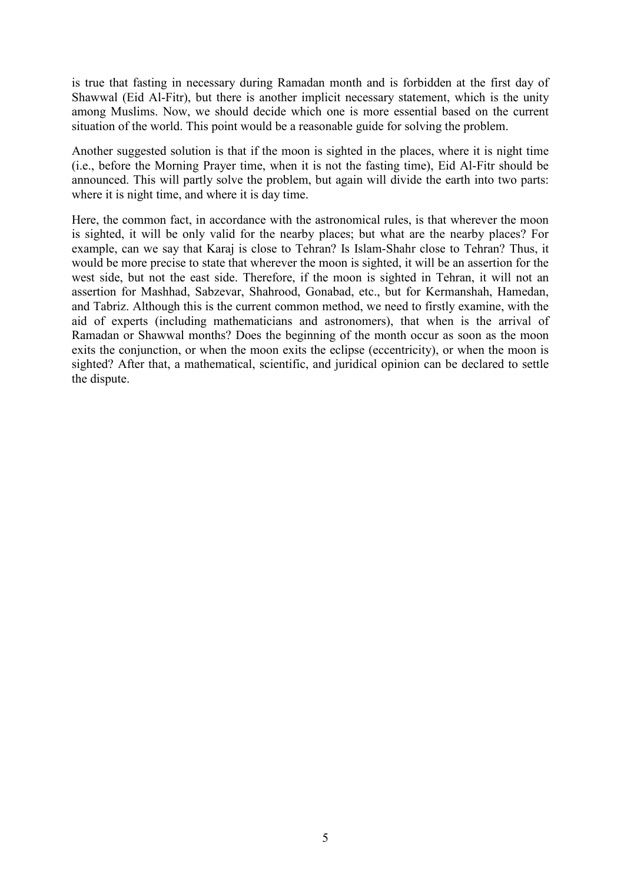is true that fasting in necessary during Ramadan month and is forbidden at the first day of Shawwal (Eid Al-Fitr), but there is another implicit necessary statement, which is the unity among Muslims. Now, we should decide which one is more essential based on the current situation of the world. This point would be a reasonable guide for solving the problem.

Another suggested solution is that if the moon is sighted in the places, where it is night time (i.e., before the Morning Prayer time, when it is not the fasting time), Eid Al-Fitr should be announced. This will partly solve the problem, but again will divide the earth into two parts: where it is night time, and where it is day time.

Here, the common fact, in accordance with the astronomical rules, is that wherever the moon is sighted, it will be only valid for the nearby places; but what are the nearby places? For example, can we say that Karaj is close to Tehran? Is Islam-Shahr close to Tehran? Thus, it would be more precise to state that wherever the moon is sighted, it will be an assertion for the west side, but not the east side. Therefore, if the moon is sighted in Tehran, it will not an assertion for Mashhad, Sabzevar, Shahrood, Gonabad, etc., but for Kermanshah, Hamedan, and Tabriz. Although this is the current common method, we need to firstly examine, with the aid of experts (including mathematicians and astronomers), that when is the arrival of Ramadan or Shawwal months? Does the beginning of the month occur as soon as the moon exits the conjunction, or when the moon exits the eclipse (eccentricity), or when the moon is sighted? After that, a mathematical, scientific, and juridical opinion can be declared to settle the dispute.